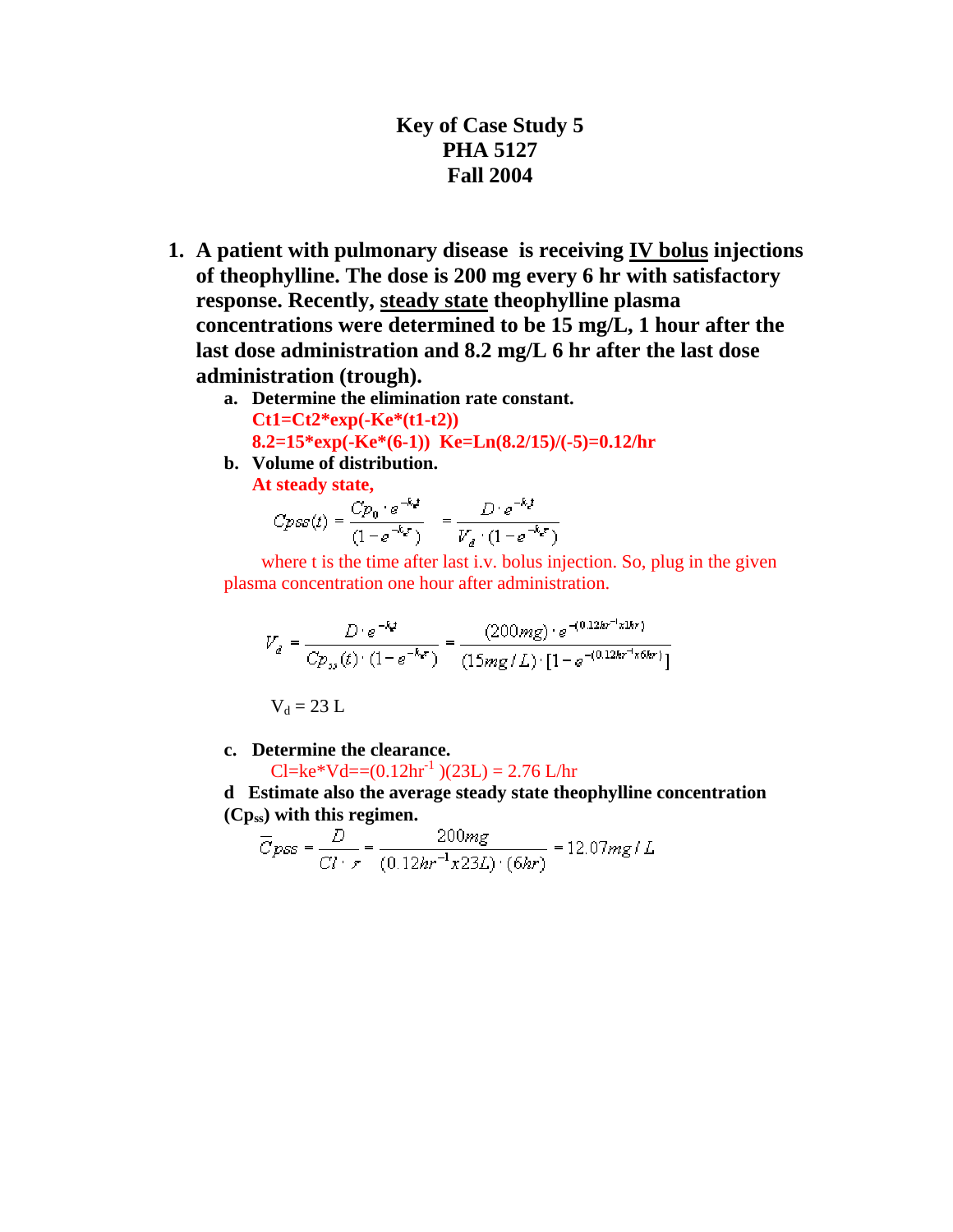# Key of Case Study 5
# PHA 5127
# Fall 2004

1. **A patient with pulmonary disease is receiving IV bolus injections of theophylline. The dose is 200 mg every 6 hr with satisfactory response. Recently, steady state theophylline plasma concentrations were determined to be 15 mg/L, 1 hour after the last dose administration and 8.2 mg/L 6 hr after the last dose administration (trough).**

   a. **Determine the elimination rate constant.**
   **Ct1=Ct2*exp(-Ke*(t1-t2))**
   **8.2=15*exp(-Ke*(6-1)) Ke=Ln(8.2/15)/(-5)=0.12/hr**

   b. **Volume of distribution.**
   **At steady state,**

   $$Cpss(t) = \frac{Cp_0 \cdot e^{-k_e t}}{(1-e^{-k_e \tau})} = \frac{D \cdot e^{-k_e t}}{V_d \cdot (1-e^{-k_e \tau})}$$

   where t is the time after last i.v. bolus injection. So, plug in the given plasma concentration one hour after administration.

   $$V_d = \frac{D \cdot e^{-k_e t}}{Cp_{ss}(t) \cdot (1-e^{-k_e \tau})} = \frac{(200mg) \cdot e^{-(0.12hr^{-1} x 1hr)}}{(15mg/L) \cdot [1-e^{-(0.12hr^{-1} x 6hr)}]}$$

   $V_d = 23$ L

   c. **Determine the clearance.**
   $Cl = ke*Vd == (0.12hr^{-1})(23L) = 2.76$ L/hr

   d **Estimate also the average steady state theophylline concentration ($Cp_{ss}$) with this regimen.**

   $$\bar{C}pss = \frac{D}{Cl \cdot \tau} = \frac{200mg}{(0.12hr^{-1} x 23L) \cdot (6hr)} = 12.07 mg/L$$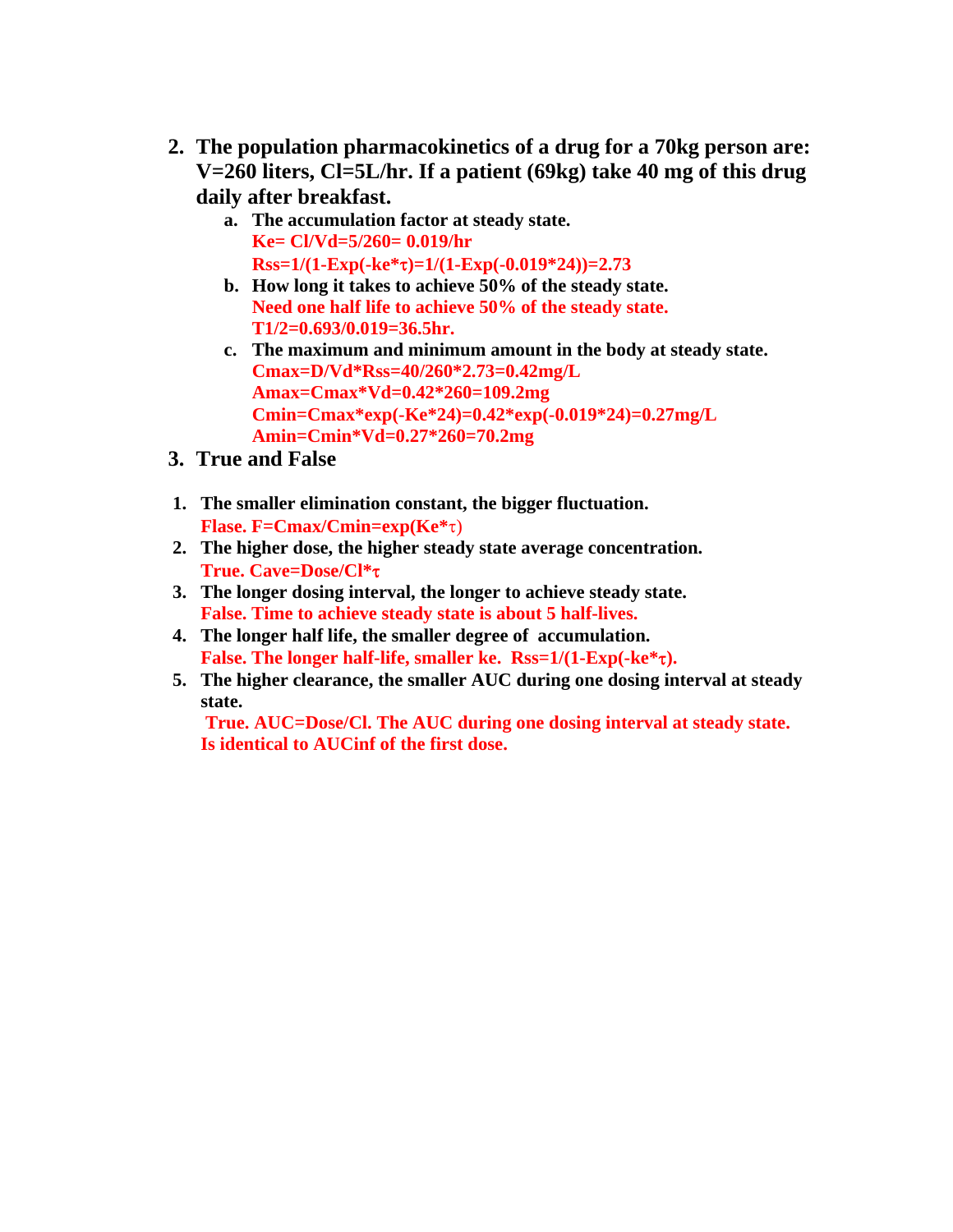2. **The population pharmacokinetics of a drug for a 70kg person are: V=260 liters, Cl=5L/hr. If a patient (69kg) take 40 mg of this drug daily after breakfast.**
    a. **The accumulation factor at steady state.**
       **Ke= Cl/Vd=5/260= 0.019/hr**
       **$Rss=1/(1-Exp(-ke*\tau))=1/(1-Exp(-0.019*24))=2.73$**
    b. **How long it takes to achieve 50% of the steady state.**
       **Need one half life to achieve 50% of the steady state.**
       **T1/2=0.693/0.019=36.5hr.**
    c. **The maximum and minimum amount in the body at steady state.**
       **Cmax=D/Vd*Rss=40/260*2.73=0.42mg/L**
       **Amax=Cmax*Vd=0.42*260=109.2mg**
       **Cmin=Cmax*exp(-Ke*24)=0.42*exp(-0.019*24)=0.27mg/L**
       **Amin=Cmin*Vd=0.27*260=70.2mg**
3. **True and False**

1. **The smaller elimination constant, the bigger fluctuation.**
   **Flase. $F=Cmax/Cmin=exp(Ke*\tau)$**
2. **The higher dose, the higher steady state average concentration.**
   **True. $Cave=Dose/Cl*\tau$**
3. **The longer dosing interval, the longer to achieve steady state.**
   **False. Time to achieve steady state is about 5 half-lives.**
4. **The longer half life, the smaller degree of accumulation.**
   **False. The longer half-life, smaller ke. $Rss=1/(1-Exp(-ke*\tau))$.**
5. **The higher clearance, the smaller AUC during one dosing interval at steady state.**
   **True. AUC=Dose/Cl. The AUC during one dosing interval at steady state. Is identical to AUCinf of the first dose.**